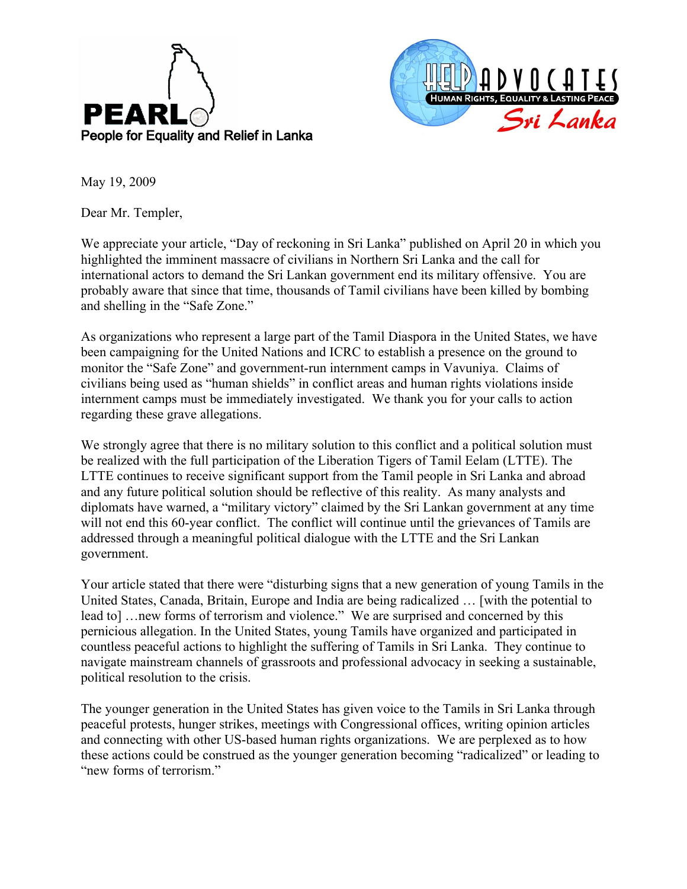PEARL
People for Equality and Relief in Lanka

HELP ADVOCATES
HUMAN RIGHTS, EQUALITY & LASTING PEACE
Sri Lanka

May 19, 2009

Dear Mr. Templer,

We appreciate your article, "Day of reckoning in Sri Lanka" published on April 20 in which you highlighted the imminent massacre of civilians in Northern Sri Lanka and the call for international actors to demand the Sri Lankan government end its military offensive. You are probably aware that since that time, thousands of Tamil civilians have been killed by bombing and shelling in the "Safe Zone."

As organizations who represent a large part of the Tamil Diaspora in the United States, we have been campaigning for the United Nations and ICRC to establish a presence on the ground to monitor the "Safe Zone" and government-run internment camps in Vavuniya. Claims of civilians being used as "human shields" in conflict areas and human rights violations inside internment camps must be immediately investigated. We thank you for your calls to action regarding these grave allegations.

We strongly agree that there is no military solution to this conflict and a political solution must be realized with the full participation of the Liberation Tigers of Tamil Eelam (LTTE). The LTTE continues to receive significant support from the Tamil people in Sri Lanka and abroad and any future political solution should be reflective of this reality. As many analysts and diplomats have warned, a "military victory" claimed by the Sri Lankan government at any time will not end this 60-year conflict. The conflict will continue until the grievances of Tamils are addressed through a meaningful political dialogue with the LTTE and the Sri Lankan government.

Your article stated that there were "disturbing signs that a new generation of young Tamils in the United States, Canada, Britain, Europe and India are being radicalized … [with the potential to lead to] …new forms of terrorism and violence." We are surprised and concerned by this pernicious allegation. In the United States, young Tamils have organized and participated in countless peaceful actions to highlight the suffering of Tamils in Sri Lanka. They continue to navigate mainstream channels of grassroots and professional advocacy in seeking a sustainable, political resolution to the crisis.

The younger generation in the United States has given voice to the Tamils in Sri Lanka through peaceful protests, hunger strikes, meetings with Congressional offices, writing opinion articles and connecting with other US-based human rights organizations. We are perplexed as to how these actions could be construed as the younger generation becoming "radicalized" or leading to "new forms of terrorism."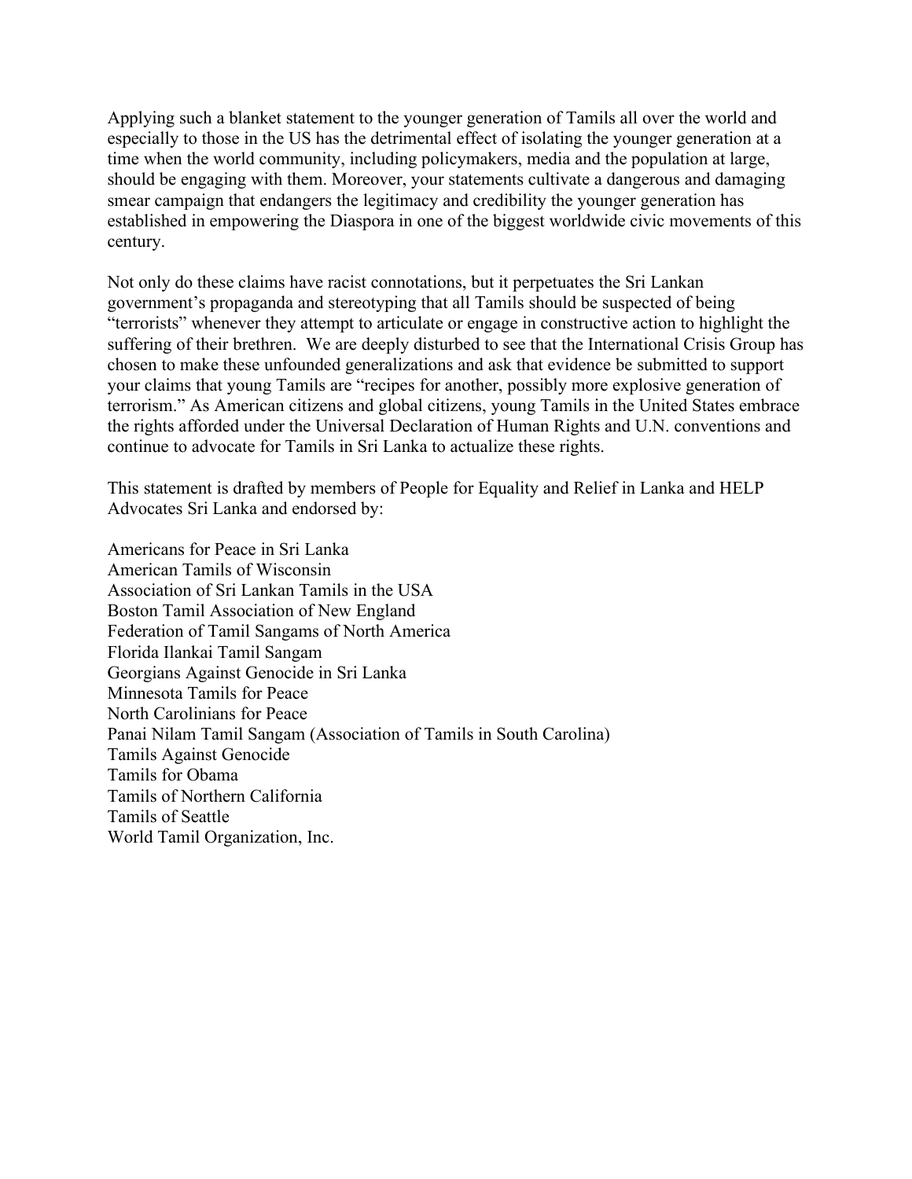Applying such a blanket statement to the younger generation of Tamils all over the world and especially to those in the US has the detrimental effect of isolating the younger generation at a time when the world community, including policymakers, media and the population at large, should be engaging with them. Moreover, your statements cultivate a dangerous and damaging smear campaign that endangers the legitimacy and credibility the younger generation has established in empowering the Diaspora in one of the biggest worldwide civic movements of this century.

Not only do these claims have racist connotations, but it perpetuates the Sri Lankan government's propaganda and stereotyping that all Tamils should be suspected of being "terrorists" whenever they attempt to articulate or engage in constructive action to highlight the suffering of their brethren. We are deeply disturbed to see that the International Crisis Group has chosen to make these unfounded generalizations and ask that evidence be submitted to support your claims that young Tamils are "recipes for another, possibly more explosive generation of terrorism." As American citizens and global citizens, young Tamils in the United States embrace the rights afforded under the Universal Declaration of Human Rights and U.N. conventions and continue to advocate for Tamils in Sri Lanka to actualize these rights.

This statement is drafted by members of People for Equality and Relief in Lanka and HELP Advocates Sri Lanka and endorsed by:

Americans for Peace in Sri Lanka
American Tamils of Wisconsin
Association of Sri Lankan Tamils in the USA
Boston Tamil Association of New England
Federation of Tamil Sangams of North America
Florida Ilankai Tamil Sangam
Georgians Against Genocide in Sri Lanka
Minnesota Tamils for Peace
North Carolinians for Peace
Panai Nilam Tamil Sangam (Association of Tamils in South Carolina)
Tamils Against Genocide
Tamils for Obama
Tamils of Northern California
Tamils of Seattle
World Tamil Organization, Inc.